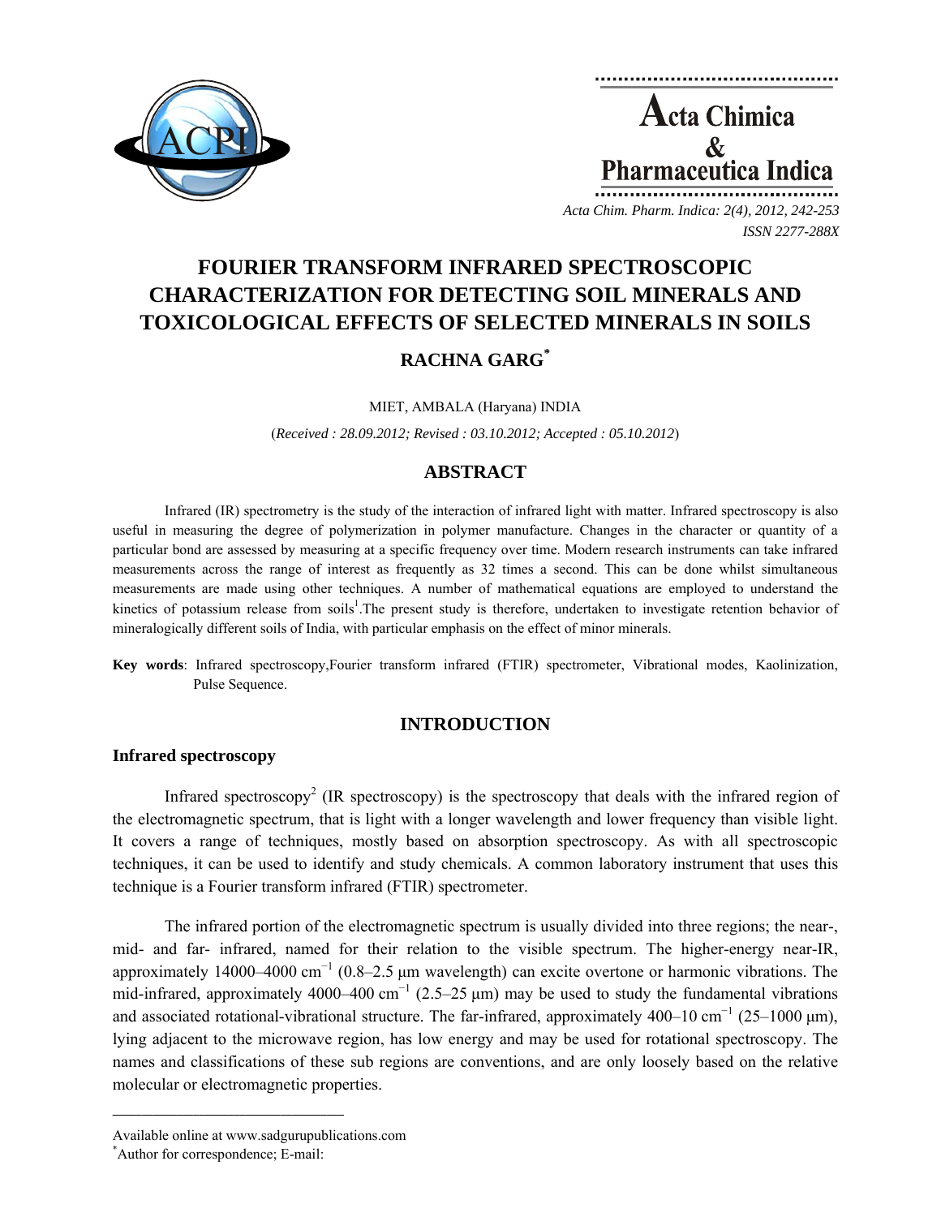# FOURIER TRANSFORM INFRARED SPECTROSCOPIC CHARACTERIZATION FOR DETECTING SOIL MINERALS AND TOXICOLOGICAL EFFECTS OF SELECTED MINERALS IN SOILS

**RACHNA GARG***

MIET, AMBALA (Haryana) INDIA

(*Received : 28.09.2012; Revised : 03.10.2012; Accepted : 05.10.2012*)

## ABSTRACT

Infrared (IR) spectrometry is the study of the interaction of infrared light with matter. Infrared spectroscopy is also useful in measuring the degree of polymerization in polymer manufacture. Changes in the character or quantity of a particular bond are assessed by measuring at a specific frequency over time. Modern research instruments can take infrared measurements across the range of interest as frequently as 32 times a second. This can be done whilst simultaneous measurements are made using other techniques. A number of mathematical equations are employed to understand the kinetics of potassium release from soils[1].The present study is therefore, undertaken to investigate retention behavior of mineralogically different soils of India, with particular emphasis on the effect of minor minerals.

**Key words**: Infrared spectroscopy,Fourier transform infrared (FTIR) spectrometer, Vibrational modes, Kaolinization, Pulse Sequence.

## INTRODUCTION

### Infrared spectroscopy

Infrared spectroscopy[2] (IR spectroscopy) is the spectroscopy that deals with the infrared region of the electromagnetic spectrum, that is light with a longer wavelength and lower frequency than visible light. It covers a range of techniques, mostly based on absorption spectroscopy. As with all spectroscopic techniques, it can be used to identify and study chemicals. A common laboratory instrument that uses this technique is a Fourier transform infrared (FTIR) spectrometer.

The infrared portion of the electromagnetic spectrum is usually divided into three regions; the near-, mid- and far- infrared, named for their relation to the visible spectrum. The higher-energy near-IR, approximately 14000–4000 $cm^{-1}$ (0.8–2.5 μm wavelength) can excite overtone or harmonic vibrations. The mid-infrared, approximately 4000–400 $cm^{-1}$ (2.5–25 μm) may be used to study the fundamental vibrations and associated rotational-vibrational structure. The far-infrared, approximately 400–10 $cm^{-1}$ (25–1000 μm), lying adjacent to the microwave region, has low energy and may be used for rotational spectroscopy. The names and classifications of these sub regions are conventions, and are only loosely based on the relative molecular or electromagnetic properties.

---

Available online at www.sadgurupublications.com

*Author for correspondence; E-mail: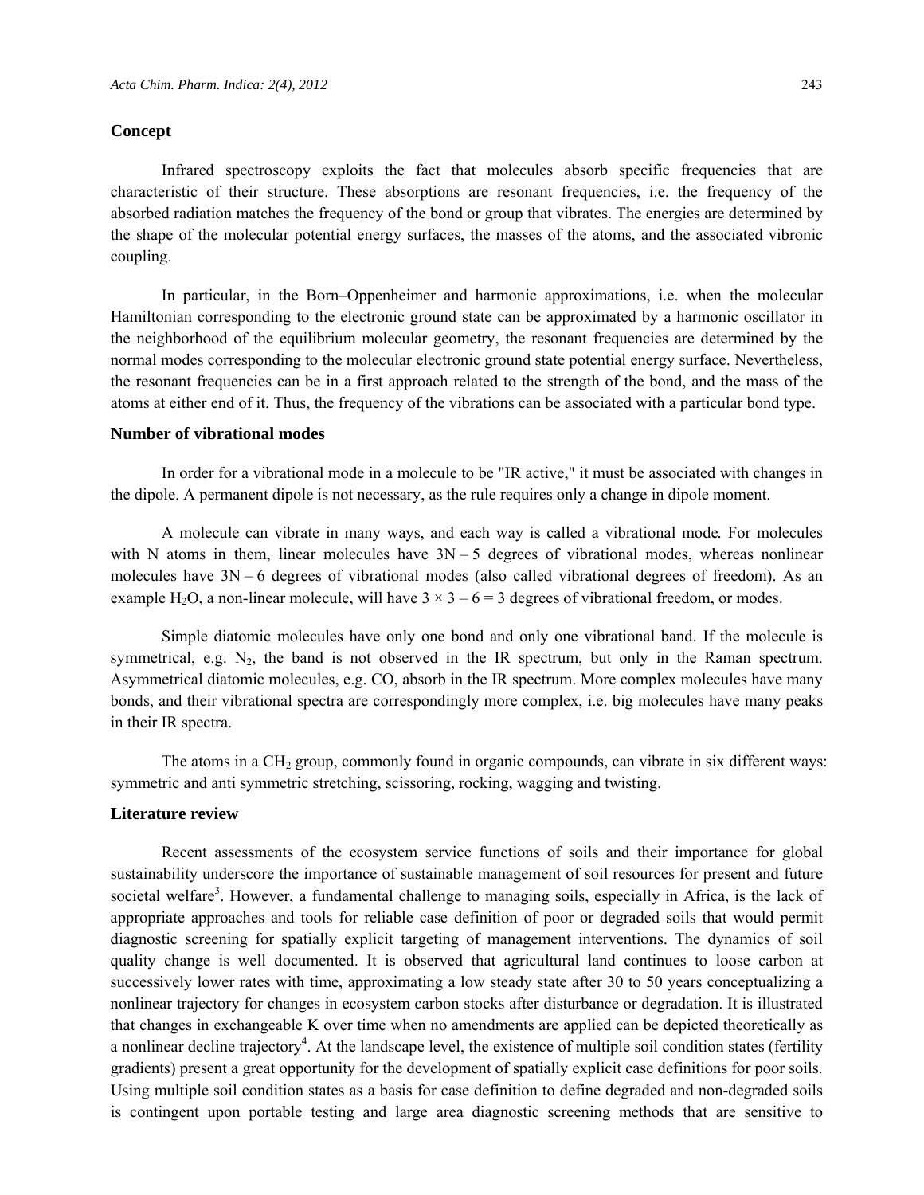### Concept

Infrared spectroscopy exploits the fact that molecules absorb specific frequencies that are characteristic of their structure. These absorptions are resonant frequencies, i.e. the frequency of the absorbed radiation matches the frequency of the bond or group that vibrates. The energies are determined by the shape of the molecular potential energy surfaces, the masses of the atoms, and the associated vibronic coupling.

In particular, in the Born–Oppenheimer and harmonic approximations, i.e. when the molecular Hamiltonian corresponding to the electronic ground state can be approximated by a harmonic oscillator in the neighborhood of the equilibrium molecular geometry, the resonant frequencies are determined by the normal modes corresponding to the molecular electronic ground state potential energy surface. Nevertheless, the resonant frequencies can be in a first approach related to the strength of the bond, and the mass of the atoms at either end of it. Thus, the frequency of the vibrations can be associated with a particular bond type.

### Number of vibrational modes

In order for a vibrational mode in a molecule to be "IR active," it must be associated with changes in the dipole. A permanent dipole is not necessary, as the rule requires only a change in dipole moment.

A molecule can vibrate in many ways, and each way is called a vibrational mode*.* For molecules with N atoms in them, linear molecules have $3N – 5$ degrees of vibrational modes, whereas nonlinear molecules have $3N – 6$ degrees of vibrational modes (also called vibrational degrees of freedom). As an example $H_2O$, a non-linear molecule, will have $3 \times 3 – 6 = 3$ degrees of vibrational freedom, or modes.

Simple diatomic molecules have only one bond and only one vibrational band. If the molecule is symmetrical, e.g. $N_2$, the band is not observed in the IR spectrum, but only in the Raman spectrum. Asymmetrical diatomic molecules, e.g. CO, absorb in the IR spectrum. More complex molecules have many bonds, and their vibrational spectra are correspondingly more complex, i.e. big molecules have many peaks in their IR spectra.

The atoms in a $CH_2$ group, commonly found in organic compounds, can vibrate in six different ways: symmetric and anti symmetric stretching, scissoring, rocking, wagging and twisting.

### Literature review

Recent assessments of the ecosystem service functions of soils and their importance for global sustainability underscore the importance of sustainable management of soil resources for present and future societal welfare[3]. However, a fundamental challenge to managing soils, especially in Africa, is the lack of appropriate approaches and tools for reliable case definition of poor or degraded soils that would permit diagnostic screening for spatially explicit targeting of management interventions. The dynamics of soil quality change is well documented. It is observed that agricultural land continues to loose carbon at successively lower rates with time, approximating a low steady state after 30 to 50 years conceptualizing a nonlinear trajectory for changes in ecosystem carbon stocks after disturbance or degradation. It is illustrated that changes in exchangeable K over time when no amendments are applied can be depicted theoretically as a nonlinear decline trajectory[4]. At the landscape level, the existence of multiple soil condition states (fertility gradients) present a great opportunity for the development of spatially explicit case definitions for poor soils. Using multiple soil condition states as a basis for case definition to define degraded and non-degraded soils is contingent upon portable testing and large area diagnostic screening methods that are sensitive to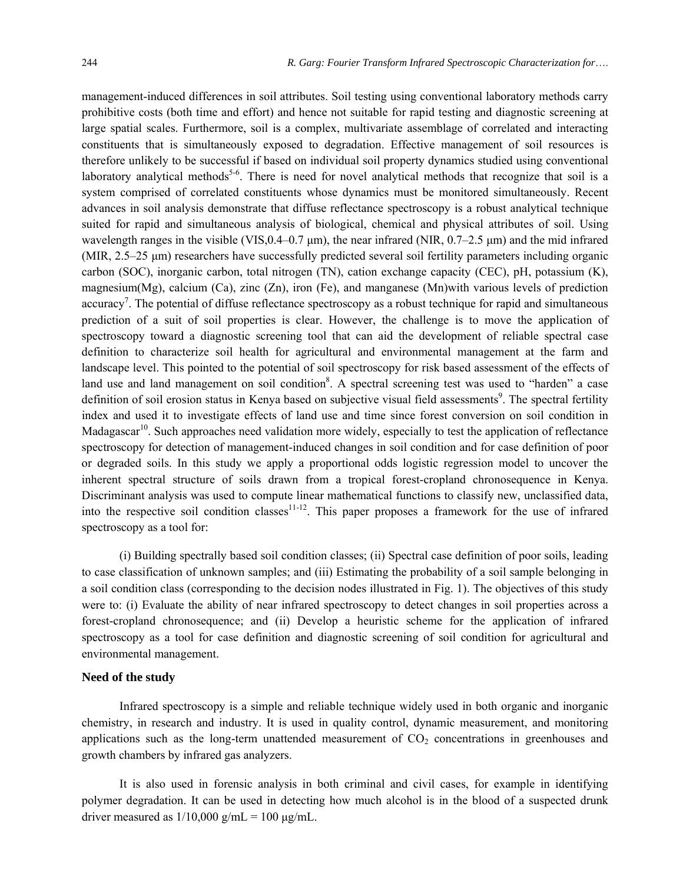management-induced differences in soil attributes. Soil testing using conventional laboratory methods carry prohibitive costs (both time and effort) and hence not suitable for rapid testing and diagnostic screening at large spatial scales. Furthermore, soil is a complex, multivariate assemblage of correlated and interacting constituents that is simultaneously exposed to degradation. Effective management of soil resources is therefore unlikely to be successful if based on individual soil property dynamics studied using conventional laboratory analytical methods[5-6]. There is need for novel analytical methods that recognize that soil is a system comprised of correlated constituents whose dynamics must be monitored simultaneously. Recent advances in soil analysis demonstrate that diffuse reflectance spectroscopy is a robust analytical technique suited for rapid and simultaneous analysis of biological, chemical and physical attributes of soil. Using wavelength ranges in the visible (VIS,0.4–0.7 μm), the near infrared (NIR, 0.7–2.5 μm) and the mid infrared (MIR, 2.5–25 μm) researchers have successfully predicted several soil fertility parameters including organic carbon (SOC), inorganic carbon, total nitrogen (TN), cation exchange capacity (CEC), pH, potassium (K), magnesium(Mg), calcium (Ca), zinc (Zn), iron (Fe), and manganese (Mn)with various levels of prediction accuracy[7]. The potential of diffuse reflectance spectroscopy as a robust technique for rapid and simultaneous prediction of a suit of soil properties is clear. However, the challenge is to move the application of spectroscopy toward a diagnostic screening tool that can aid the development of reliable spectral case definition to characterize soil health for agricultural and environmental management at the farm and landscape level. This pointed to the potential of soil spectroscopy for risk based assessment of the effects of land use and land management on soil condition[8]. A spectral screening test was used to "harden" a case definition of soil erosion status in Kenya based on subjective visual field assessments[9]. The spectral fertility index and used it to investigate effects of land use and time since forest conversion on soil condition in Madagascar[10]. Such approaches need validation more widely, especially to test the application of reflectance spectroscopy for detection of management-induced changes in soil condition and for case definition of poor or degraded soils. In this study we apply a proportional odds logistic regression model to uncover the inherent spectral structure of soils drawn from a tropical forest-cropland chronosequence in Kenya. Discriminant analysis was used to compute linear mathematical functions to classify new, unclassified data, into the respective soil condition classes[11-12]. This paper proposes a framework for the use of infrared spectroscopy as a tool for:

(i) Building spectrally based soil condition classes; (ii) Spectral case definition of poor soils, leading to case classification of unknown samples; and (iii) Estimating the probability of a soil sample belonging in a soil condition class (corresponding to the decision nodes illustrated in Fig. 1). The objectives of this study were to: (i) Evaluate the ability of near infrared spectroscopy to detect changes in soil properties across a forest-cropland chronosequence; and (ii) Develop a heuristic scheme for the application of infrared spectroscopy as a tool for case definition and diagnostic screening of soil condition for agricultural and environmental management.

### Need of the study

Infrared spectroscopy is a simple and reliable technique widely used in both organic and inorganic chemistry, in research and industry. It is used in quality control, dynamic measurement, and monitoring applications such as the long-term unattended measurement of $CO_2$ concentrations in greenhouses and growth chambers by infrared gas analyzers.

It is also used in forensic analysis in both criminal and civil cases, for example in identifying polymer degradation. It can be used in detecting how much alcohol is in the blood of a suspected drunk driver measured as 1/10,000 g/mL = 100 μg/mL.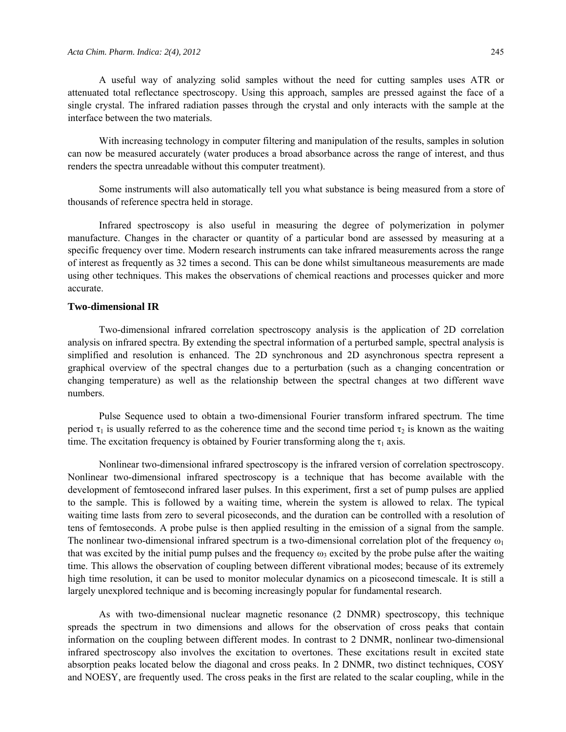A useful way of analyzing solid samples without the need for cutting samples uses ATR or attenuated total reflectance spectroscopy. Using this approach, samples are pressed against the face of a single crystal. The infrared radiation passes through the crystal and only interacts with the sample at the interface between the two materials.

With increasing technology in computer filtering and manipulation of the results, samples in solution can now be measured accurately (water produces a broad absorbance across the range of interest, and thus renders the spectra unreadable without this computer treatment).

Some instruments will also automatically tell you what substance is being measured from a store of thousands of reference spectra held in storage.

Infrared spectroscopy is also useful in measuring the degree of polymerization in polymer manufacture. Changes in the character or quantity of a particular bond are assessed by measuring at a specific frequency over time. Modern research instruments can take infrared measurements across the range of interest as frequently as 32 times a second. This can be done whilst simultaneous measurements are made using other techniques. This makes the observations of chemical reactions and processes quicker and more accurate.

### Two-dimensional IR

Two-dimensional infrared correlation spectroscopy analysis is the application of 2D correlation analysis on infrared spectra. By extending the spectral information of a perturbed sample, spectral analysis is simplified and resolution is enhanced. The 2D synchronous and 2D asynchronous spectra represent a graphical overview of the spectral changes due to a perturbation (such as a changing concentration or changing temperature) as well as the relationship between the spectral changes at two different wave numbers.

Pulse Sequence used to obtain a two-dimensional Fourier transform infrared spectrum. The time period $\tau_1$ is usually referred to as the coherence time and the second time period $\tau_2$ is known as the waiting time. The excitation frequency is obtained by Fourier transforming along the $\tau_1$ axis.

Nonlinear two-dimensional infrared spectroscopy is the infrared version of correlation spectroscopy. Nonlinear two-dimensional infrared spectroscopy is a technique that has become available with the development of femtosecond infrared laser pulses. In this experiment, first a set of pump pulses are applied to the sample. This is followed by a waiting time, wherein the system is allowed to relax. The typical waiting time lasts from zero to several picoseconds, and the duration can be controlled with a resolution of tens of femtoseconds. A probe pulse is then applied resulting in the emission of a signal from the sample. The nonlinear two-dimensional infrared spectrum is a two-dimensional correlation plot of the frequency $\omega_1$ that was excited by the initial pump pulses and the frequency $\omega_3$ excited by the probe pulse after the waiting time. This allows the observation of coupling between different vibrational modes; because of its extremely high time resolution, it can be used to monitor molecular dynamics on a picosecond timescale. It is still a largely unexplored technique and is becoming increasingly popular for fundamental research.

As with two-dimensional nuclear magnetic resonance (2 DNMR) spectroscopy, this technique spreads the spectrum in two dimensions and allows for the observation of cross peaks that contain information on the coupling between different modes. In contrast to 2 DNMR, nonlinear two-dimensional infrared spectroscopy also involves the excitation to overtones. These excitations result in excited state absorption peaks located below the diagonal and cross peaks. In 2 DNMR, two distinct techniques, COSY and NOESY, are frequently used. The cross peaks in the first are related to the scalar coupling, while in the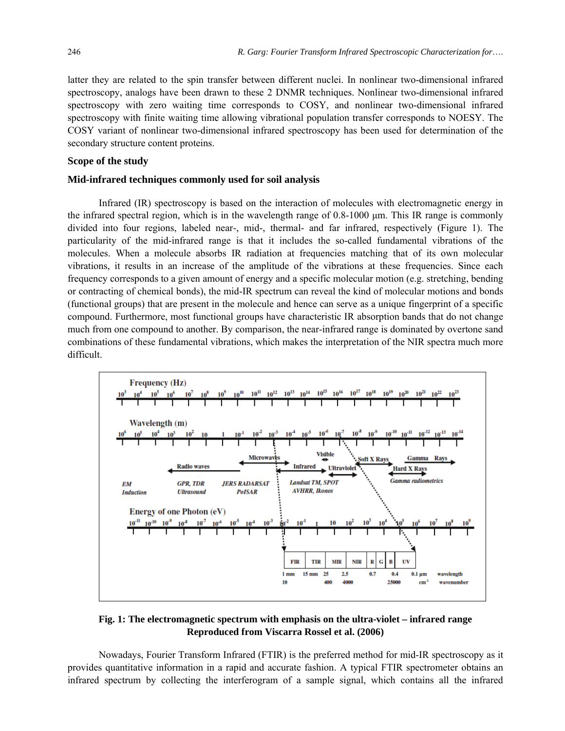latter they are related to the spin transfer between different nuclei. In nonlinear two-dimensional infrared spectroscopy, analogs have been drawn to these 2 DNMR techniques. Nonlinear two-dimensional infrared spectroscopy with zero waiting time corresponds to COSY, and nonlinear two-dimensional infrared spectroscopy with finite waiting time allowing vibrational population transfer corresponds to NOESY. The COSY variant of nonlinear two-dimensional infrared spectroscopy has been used for determination of the secondary structure content proteins.

## Scope of the study

### Mid-infrared techniques commonly used for soil analysis

Infrared (IR) spectroscopy is based on the interaction of molecules with electromagnetic energy in the infrared spectral region, which is in the wavelength range of 0.8-1000 μm. This IR range is commonly divided into four regions, labeled near-, mid-, thermal- and far infrared, respectively (Figure 1). The particularity of the mid-infrared range is that it includes the so-called fundamental vibrations of the molecules. When a molecule absorbs IR radiation at frequencies matching that of its own molecular vibrations, it results in an increase of the amplitude of the vibrations at these frequencies. Since each frequency corresponds to a given amount of energy and a specific molecular motion (e.g. stretching, bending or contracting of chemical bonds), the mid-IR spectrum can reveal the kind of molecular motions and bonds (functional groups) that are present in the molecule and hence can serve as a unique fingerprint of a specific compound. Furthermore, most functional groups have characteristic IR absorption bands that do not change much from one compound to another. By comparison, the near-infrared range is dominated by overtone sand combinations of these fundamental vibrations, which makes the interpretation of the NIR spectra much more difficult.

**Fig. 1: The electromagnetic spectrum with emphasis on the ultra-violet – infrared range Reproduced from Viscarra Rossel et al. (2006)**

Nowadays, Fourier Transform Infrared (FTIR) is the preferred method for mid-IR spectroscopy as it provides quantitative information in a rapid and accurate fashion. A typical FTIR spectrometer obtains an infrared spectrum by collecting the interferogram of a sample signal, which contains all the infrared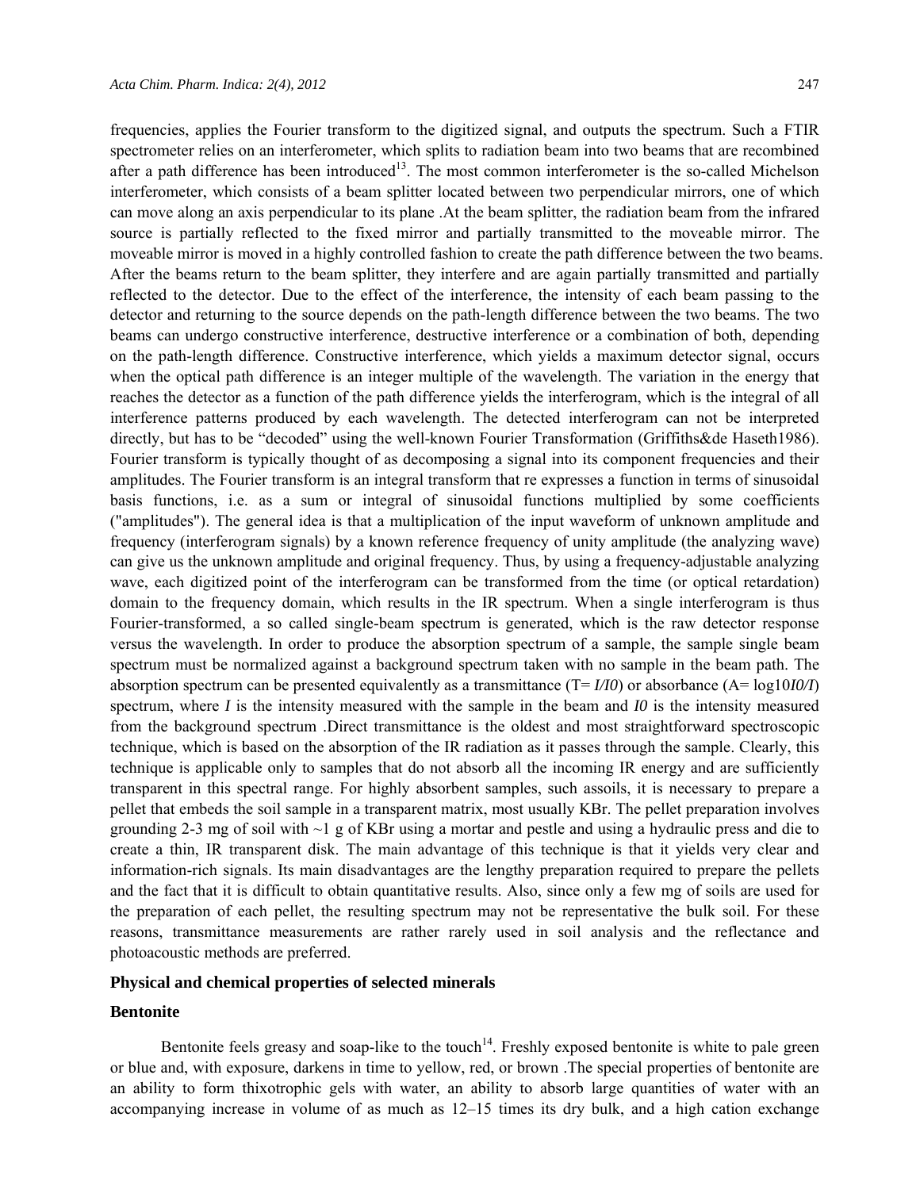frequencies, applies the Fourier transform to the digitized signal, and outputs the spectrum. Such a FTIR spectrometer relies on an interferometer, which splits to radiation beam into two beams that are recombined after a path difference has been introduced[13]. The most common interferometer is the so-called Michelson interferometer, which consists of a beam splitter located between two perpendicular mirrors, one of which can move along an axis perpendicular to its plane .At the beam splitter, the radiation beam from the infrared source is partially reflected to the fixed mirror and partially transmitted to the moveable mirror. The moveable mirror is moved in a highly controlled fashion to create the path difference between the two beams. After the beams return to the beam splitter, they interfere and are again partially transmitted and partially reflected to the detector. Due to the effect of the interference, the intensity of each beam passing to the detector and returning to the source depends on the path-length difference between the two beams. The two beams can undergo constructive interference, destructive interference or a combination of both, depending on the path-length difference. Constructive interference, which yields a maximum detector signal, occurs when the optical path difference is an integer multiple of the wavelength. The variation in the energy that reaches the detector as a function of the path difference yields the interferogram, which is the integral of all interference patterns produced by each wavelength. The detected interferogram can not be interpreted directly, but has to be "decoded" using the well-known Fourier Transformation (Griffiths&de Haseth1986). Fourier transform is typically thought of as decomposing a signal into its component frequencies and their amplitudes. The Fourier transform is an integral transform that re expresses a function in terms of sinusoidal basis functions, i.e. as a sum or integral of sinusoidal functions multiplied by some coefficients ("amplitudes"). The general idea is that a multiplication of the input waveform of unknown amplitude and frequency (interferogram signals) by a known reference frequency of unity amplitude (the analyzing wave) can give us the unknown amplitude and original frequency. Thus, by using a frequency-adjustable analyzing wave, each digitized point of the interferogram can be transformed from the time (or optical retardation) domain to the frequency domain, which results in the IR spectrum. When a single interferogram is thus Fourier-transformed, a so called single-beam spectrum is generated, which is the raw detector response versus the wavelength. In order to produce the absorption spectrum of a sample, the sample single beam spectrum must be normalized against a background spectrum taken with no sample in the beam path. The absorption spectrum can be presented equivalently as a transmittance ($T = I/I0$) or absorbance ($A = \log10 I0/I$) spectrum, where $I$ is the intensity measured with the sample in the beam and $I0$ is the intensity measured from the background spectrum .Direct transmittance is the oldest and most straightforward spectroscopic technique, which is based on the absorption of the IR radiation as it passes through the sample. Clearly, this technique is applicable only to samples that do not absorb all the incoming IR energy and are sufficiently transparent in this spectral range. For highly absorbent samples, such assoils, it is necessary to prepare a pellet that embeds the soil sample in a transparent matrix, most usually KBr. The pellet preparation involves grounding 2-3 mg of soil with ~1 g of KBr using a mortar and pestle and using a hydraulic press and die to create a thin, IR transparent disk. The main advantage of this technique is that it yields very clear and information-rich signals. Its main disadvantages are the lengthy preparation required to prepare the pellets and the fact that it is difficult to obtain quantitative results. Also, since only a few mg of soils are used for the preparation of each pellet, the resulting spectrum may not be representative the bulk soil. For these reasons, transmittance measurements are rather rarely used in soil analysis and the reflectance and photoacoustic methods are preferred.

### Physical and chemical properties of selected minerals

### Bentonite

Bentonite feels greasy and soap-like to the touch[14]. Freshly exposed bentonite is white to pale green or blue and, with exposure, darkens in time to yellow, red, or brown .The special properties of bentonite are an ability to form thixotrophic gels with water, an ability to absorb large quantities of water with an accompanying increase in volume of as much as 12–15 times its dry bulk, and a high cation exchange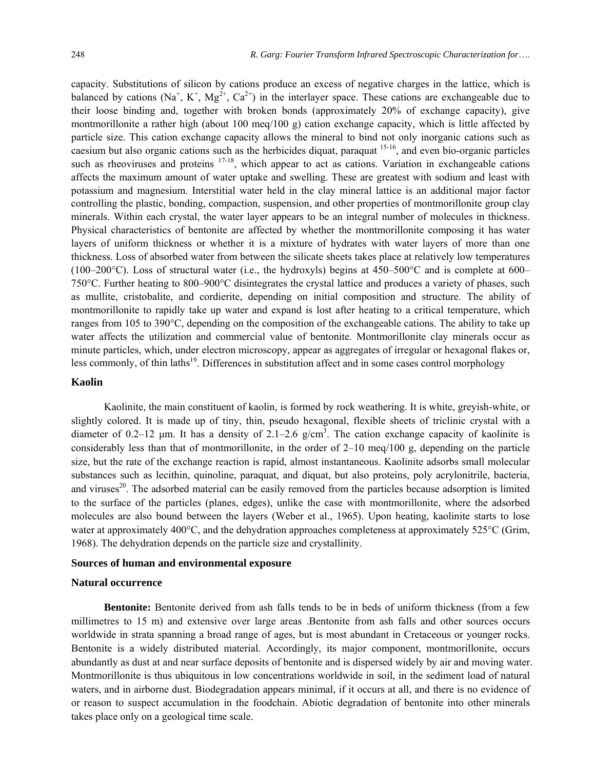capacity. Substitutions of silicon by cations produce an excess of negative charges in the lattice, which is balanced by cations ($Na^+$, $K^+$, $Mg^{2+}$, $Ca^{2+}$) in the interlayer space. These cations are exchangeable due to their loose binding and, together with broken bonds (approximately 20% of exchange capacity), give montmorillonite a rather high (about 100 meq/100 g) cation exchange capacity, which is little affected by particle size. This cation exchange capacity allows the mineral to bind not only inorganic cations such as caesium but also organic cations such as the herbicides diquat, paraquat [15-16], and even bio-organic particles such as rheoviruses and proteins [17-18], which appear to act as cations. Variation in exchangeable cations affects the maximum amount of water uptake and swelling. These are greatest with sodium and least with potassium and magnesium. Interstitial water held in the clay mineral lattice is an additional major factor controlling the plastic, bonding, compaction, suspension, and other properties of montmorillonite group clay minerals. Within each crystal, the water layer appears to be an integral number of molecules in thickness. Physical characteristics of bentonite are affected by whether the montmorillonite composing it has water layers of uniform thickness or whether it is a mixture of hydrates with water layers of more than one thickness. Loss of absorbed water from between the silicate sheets takes place at relatively low temperatures (100–200°C). Loss of structural water (i.e., the hydroxyls) begins at 450–500°C and is complete at 600–750°C. Further heating to 800–900°C disintegrates the crystal lattice and produces a variety of phases, such as mullite, cristobalite, and cordierite, depending on initial composition and structure. The ability of montmorillonite to rapidly take up water and expand is lost after heating to a critical temperature, which ranges from 105 to 390°C, depending on the composition of the exchangeable cations. The ability to take up water affects the utilization and commercial value of bentonite. Montmorillonite clay minerals occur as minute particles, which, under electron microscopy, appear as aggregates of irregular or hexagonal flakes or, less commonly, of thin laths[19]. Differences in substitution affect and in some cases control morphology

### Kaolin

Kaolinite, the main constituent of kaolin, is formed by rock weathering. It is white, greyish-white, or slightly colored. It is made up of tiny, thin, pseudo hexagonal, flexible sheets of triclinic crystal with a diameter of 0.2–12 μm. It has a density of 2.1–2.6 g/cm$^3$. The cation exchange capacity of kaolinite is considerably less than that of montmorillonite, in the order of 2–10 meq/100 g, depending on the particle size, but the rate of the exchange reaction is rapid, almost instantaneous. Kaolinite adsorbs small molecular substances such as lecithin, quinoline, paraquat, and diquat, but also proteins, poly acrylonitrile, bacteria, and viruses[20]. The adsorbed material can be easily removed from the particles because adsorption is limited to the surface of the particles (planes, edges), unlike the case with montmorillonite, where the adsorbed molecules are also bound between the layers (Weber et al., 1965). Upon heating, kaolinite starts to lose water at approximately 400°C, and the dehydration approaches completeness at approximately 525°C (Grim, 1968). The dehydration depends on the particle size and crystallinity.

### Sources of human and environmental exposure

### Natural occurrence

**Bentonite:** Bentonite derived from ash falls tends to be in beds of uniform thickness (from a few millimetres to 15 m) and extensive over large areas .Bentonite from ash falls and other sources occurs worldwide in strata spanning a broad range of ages, but is most abundant in Cretaceous or younger rocks. Bentonite is a widely distributed material. Accordingly, its major component, montmorillonite, occurs abundantly as dust at and near surface deposits of bentonite and is dispersed widely by air and moving water. Montmorillonite is thus ubiquitous in low concentrations worldwide in soil, in the sediment load of natural waters, and in airborne dust. Biodegradation appears minimal, if it occurs at all, and there is no evidence of or reason to suspect accumulation in the foodchain. Abiotic degradation of bentonite into other minerals takes place only on a geological time scale.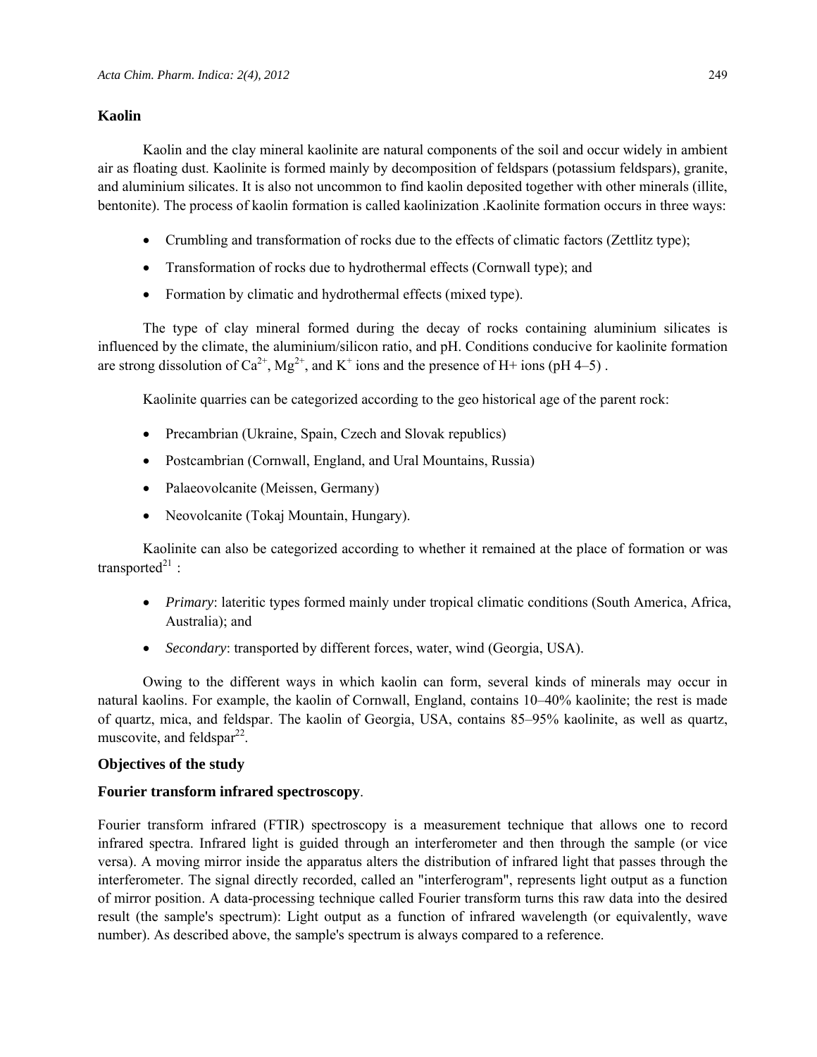## Kaolin

Kaolin and the clay mineral kaolinite are natural components of the soil and occur widely in ambient air as floating dust. Kaolinite is formed mainly by decomposition of feldspars (potassium feldspars), granite, and aluminium silicates. It is also not uncommon to find kaolin deposited together with other minerals (illite, bentonite). The process of kaolin formation is called kaolinization .Kaolinite formation occurs in three ways:

- Crumbling and transformation of rocks due to the effects of climatic factors (Zettlitz type);
- Transformation of rocks due to hydrothermal effects (Cornwall type); and
- Formation by climatic and hydrothermal effects (mixed type).

The type of clay mineral formed during the decay of rocks containing aluminium silicates is influenced by the climate, the aluminium/silicon ratio, and pH. Conditions conducive for kaolinite formation are strong dissolution of $Ca^{2+}$, $Mg^{2+}$, and $K^{+}$ ions and the presence of $H+$ ions (pH 4–5) .

Kaolinite quarries can be categorized according to the geo historical age of the parent rock:

- Precambrian (Ukraine, Spain, Czech and Slovak republics)
- Postcambrian (Cornwall, England, and Ural Mountains, Russia)
- Palaeovolcanite (Meissen, Germany)
- Neovolcanite (Tokaj Mountain, Hungary).

Kaolinite can also be categorized according to whether it remained at the place of formation or was transported[21] :

- *Primary*: lateritic types formed mainly under tropical climatic conditions (South America, Africa, Australia); and
- *Secondary*: transported by different forces, water, wind (Georgia, USA).

Owing to the different ways in which kaolin can form, several kinds of minerals may occur in natural kaolins. For example, the kaolin of Cornwall, England, contains 10–40% kaolinite; the rest is made of quartz, mica, and feldspar. The kaolin of Georgia, USA, contains 85–95% kaolinite, as well as quartz, muscovite, and feldspar[22].

## Objectives of the study

### Fourier transform infrared spectroscopy.

Fourier transform infrared (FTIR) spectroscopy is a measurement technique that allows one to record infrared spectra. Infrared light is guided through an interferometer and then through the sample (or vice versa). A moving mirror inside the apparatus alters the distribution of infrared light that passes through the interferometer. The signal directly recorded, called an "interferogram", represents light output as a function of mirror position. A data-processing technique called Fourier transform turns this raw data into the desired result (the sample's spectrum): Light output as a function of infrared wavelength (or equivalently, wave number). As described above, the sample's spectrum is always compared to a reference.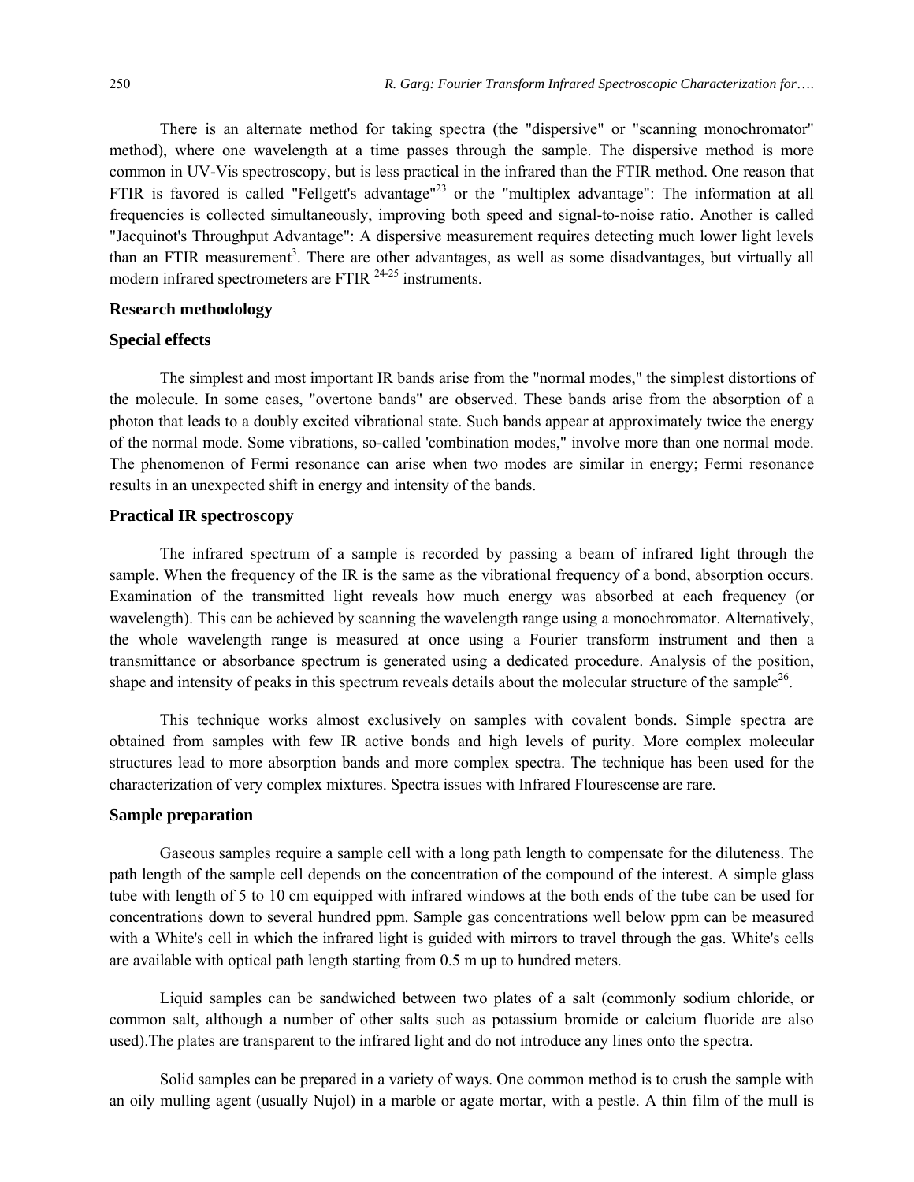There is an alternate method for taking spectra (the "dispersive" or "scanning monochromator" method), where one wavelength at a time passes through the sample. The dispersive method is more common in UV-Vis spectroscopy, but is less practical in the infrared than the FTIR method. One reason that FTIR is favored is called "Fellgett's advantage"[23] or the "multiplex advantage": The information at all frequencies is collected simultaneously, improving both speed and signal-to-noise ratio. Another is called "Jacquinot's Throughput Advantage": A dispersive measurement requires detecting much lower light levels than an FTIR measurement[3]. There are other advantages, as well as some disadvantages, but virtually all modern infrared spectrometers are FTIR [24-25] instruments.

## Research methodology

### Special effects

The simplest and most important IR bands arise from the "normal modes," the simplest distortions of the molecule. In some cases, "overtone bands" are observed. These bands arise from the absorption of a photon that leads to a doubly excited vibrational state. Such bands appear at approximately twice the energy of the normal mode. Some vibrations, so-called 'combination modes," involve more than one normal mode. The phenomenon of Fermi resonance can arise when two modes are similar in energy; Fermi resonance results in an unexpected shift in energy and intensity of the bands.

### Practical IR spectroscopy

The infrared spectrum of a sample is recorded by passing a beam of infrared light through the sample. When the frequency of the IR is the same as the vibrational frequency of a bond, absorption occurs. Examination of the transmitted light reveals how much energy was absorbed at each frequency (or wavelength). This can be achieved by scanning the wavelength range using a monochromator. Alternatively, the whole wavelength range is measured at once using a Fourier transform instrument and then a transmittance or absorbance spectrum is generated using a dedicated procedure. Analysis of the position, shape and intensity of peaks in this spectrum reveals details about the molecular structure of the sample[26].

This technique works almost exclusively on samples with covalent bonds. Simple spectra are obtained from samples with few IR active bonds and high levels of purity. More complex molecular structures lead to more absorption bands and more complex spectra. The technique has been used for the characterization of very complex mixtures. Spectra issues with Infrared Flourescense are rare.

### Sample preparation

Gaseous samples require a sample cell with a long path length to compensate for the diluteness. The path length of the sample cell depends on the concentration of the compound of the interest. A simple glass tube with length of 5 to 10 cm equipped with infrared windows at the both ends of the tube can be used for concentrations down to several hundred ppm. Sample gas concentrations well below ppm can be measured with a White's cell in which the infrared light is guided with mirrors to travel through the gas. White's cells are available with optical path length starting from 0.5 m up to hundred meters.

Liquid samples can be sandwiched between two plates of a salt (commonly sodium chloride, or common salt, although a number of other salts such as potassium bromide or calcium fluoride are also used).The plates are transparent to the infrared light and do not introduce any lines onto the spectra.

Solid samples can be prepared in a variety of ways. One common method is to crush the sample with an oily mulling agent (usually Nujol) in a marble or agate mortar, with a pestle. A thin film of the mull is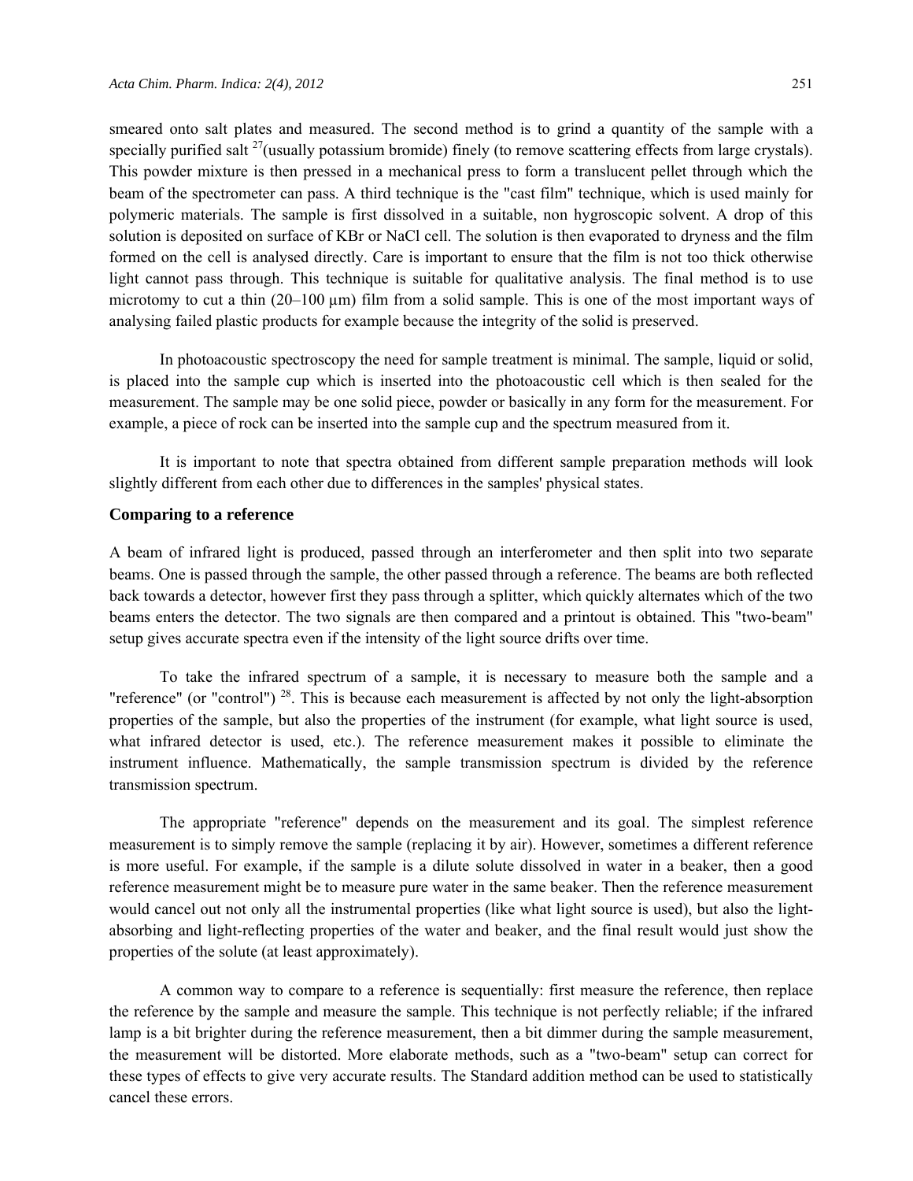smeared onto salt plates and measured. The second method is to grind a quantity of the sample with a specially purified salt [27](usually potassium bromide) finely (to remove scattering effects from large crystals). This powder mixture is then pressed in a mechanical press to form a translucent pellet through which the beam of the spectrometer can pass. A third technique is the "cast film" technique, which is used mainly for polymeric materials. The sample is first dissolved in a suitable, non hygroscopic solvent. A drop of this solution is deposited on surface of KBr or NaCl cell. The solution is then evaporated to dryness and the film formed on the cell is analysed directly. Care is important to ensure that the film is not too thick otherwise light cannot pass through. This technique is suitable for qualitative analysis. The final method is to use microtomy to cut a thin (20–100 µm) film from a solid sample. This is one of the most important ways of analysing failed plastic products for example because the integrity of the solid is preserved.

In photoacoustic spectroscopy the need for sample treatment is minimal. The sample, liquid or solid, is placed into the sample cup which is inserted into the photoacoustic cell which is then sealed for the measurement. The sample may be one solid piece, powder or basically in any form for the measurement. For example, a piece of rock can be inserted into the sample cup and the spectrum measured from it.

It is important to note that spectra obtained from different sample preparation methods will look slightly different from each other due to differences in the samples' physical states.

### Comparing to a reference

A beam of infrared light is produced, passed through an interferometer and then split into two separate beams. One is passed through the sample, the other passed through a reference. The beams are both reflected back towards a detector, however first they pass through a splitter, which quickly alternates which of the two beams enters the detector. The two signals are then compared and a printout is obtained. This "two-beam" setup gives accurate spectra even if the intensity of the light source drifts over time.

To take the infrared spectrum of a sample, it is necessary to measure both the sample and a "reference" (or "control") [28]. This is because each measurement is affected by not only the light-absorption properties of the sample, but also the properties of the instrument (for example, what light source is used, what infrared detector is used, etc.). The reference measurement makes it possible to eliminate the instrument influence. Mathematically, the sample transmission spectrum is divided by the reference transmission spectrum.

The appropriate "reference" depends on the measurement and its goal. The simplest reference measurement is to simply remove the sample (replacing it by air). However, sometimes a different reference is more useful. For example, if the sample is a dilute solute dissolved in water in a beaker, then a good reference measurement might be to measure pure water in the same beaker. Then the reference measurement would cancel out not only all the instrumental properties (like what light source is used), but also the light-absorbing and light-reflecting properties of the water and beaker, and the final result would just show the properties of the solute (at least approximately).

A common way to compare to a reference is sequentially: first measure the reference, then replace the reference by the sample and measure the sample. This technique is not perfectly reliable; if the infrared lamp is a bit brighter during the reference measurement, then a bit dimmer during the sample measurement, the measurement will be distorted. More elaborate methods, such as a "two-beam" setup can correct for these types of effects to give very accurate results. The Standard addition method can be used to statistically cancel these errors.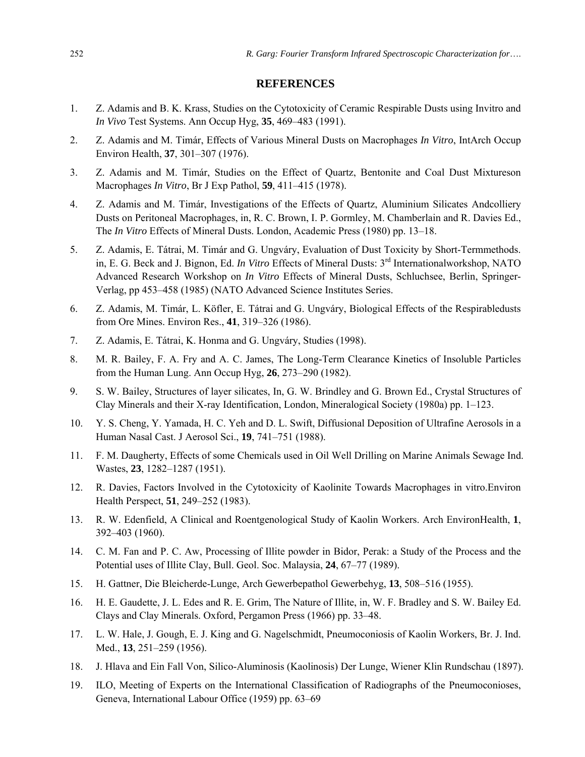## REFERENCES

1. Z. Adamis and B. K. Krass, Studies on the Cytotoxicity of Ceramic Respirable Dusts using Invitro and *In Vivo* Test Systems. Ann Occup Hyg, **35**, 469–483 (1991).
2. Z. Adamis and M. Timár, Effects of Various Mineral Dusts on Macrophages *In Vitro*, IntArch Occup Environ Health, **37**, 301–307 (1976).
3. Z. Adamis and M. Timár, Studies on the Effect of Quartz, Bentonite and Coal Dust Mixtureson Macrophages *In Vitro*, Br J Exp Pathol, **59**, 411–415 (1978).
4. Z. Adamis and M. Timár, Investigations of the Effects of Quartz, Aluminium Silicates Andcolliery Dusts on Peritoneal Macrophages, in, R. C. Brown, I. P. Gormley, M. Chamberlain and R. Davies Ed., The *In Vitro* Effects of Mineral Dusts. London, Academic Press (1980) pp. 13–18.
5. Z. Adamis, E. Tátrai, M. Timár and G. Ungváry, Evaluation of Dust Toxicity by Short-Termmethods. in, E. G. Beck and J. Bignon, Ed. *In Vitro* Effects of Mineral Dusts: 3rd Internationalworkshop, NATO Advanced Research Workshop on *In Vitro* Effects of Mineral Dusts, Schluchsee, Berlin, Springer-Verlag, pp 453–458 (1985) (NATO Advanced Science Institutes Series.
6. Z. Adamis, M. Timár, L. Köfler, E. Tátrai and G. Ungváry, Biological Effects of the Respirabledusts from Ore Mines. Environ Res., **41**, 319–326 (1986).
7. Z. Adamis, E. Tátrai, K. Honma and G. Ungváry, Studies (1998).
8. M. R. Bailey, F. A. Fry and A. C. James, The Long-Term Clearance Kinetics of Insoluble Particles from the Human Lung. Ann Occup Hyg, **26**, 273–290 (1982).
9. S. W. Bailey, Structures of layer silicates, In, G. W. Brindley and G. Brown Ed., Crystal Structures of Clay Minerals and their X-ray Identification, London, Mineralogical Society (1980a) pp. 1–123.
10. Y. S. Cheng, Y. Yamada, H. C. Yeh and D. L. Swift, Diffusional Deposition of Ultrafine Aerosols in a Human Nasal Cast. J Aerosol Sci., **19**, 741–751 (1988).
11. F. M. Daugherty, Effects of some Chemicals used in Oil Well Drilling on Marine Animals Sewage Ind. Wastes, **23**, 1282–1287 (1951).
12. R. Davies, Factors Involved in the Cytotoxicity of Kaolinite Towards Macrophages in vitro.Environ Health Perspect, **51**, 249–252 (1983).
13. R. W. Edenfield, A Clinical and Roentgenological Study of Kaolin Workers. Arch EnvironHealth, **1**, 392–403 (1960).
14. C. M. Fan and P. C. Aw, Processing of Illite powder in Bidor, Perak: a Study of the Process and the Potential uses of Illite Clay, Bull. Geol. Soc. Malaysia, **24**, 67–77 (1989).
15. H. Gattner, Die Bleicherde-Lunge, Arch Gewerbepathol Gewerbehyg, **13**, 508–516 (1955).
16. H. E. Gaudette, J. L. Edes and R. E. Grim, The Nature of Illite, in, W. F. Bradley and S. W. Bailey Ed. Clays and Clay Minerals. Oxford, Pergamon Press (1966) pp. 33–48.
17. L. W. Hale, J. Gough, E. J. King and G. Nagelschmidt, Pneumoconiosis of Kaolin Workers, Br. J. Ind. Med., **13**, 251–259 (1956).
18. J. Hlava and Ein Fall Von, Silico-Aluminosis (Kaolinosis) Der Lunge, Wiener Klin Rundschau (1897).
19. ILO, Meeting of Experts on the International Classification of Radiographs of the Pneumoconioses, Geneva, International Labour Office (1959) pp. 63–69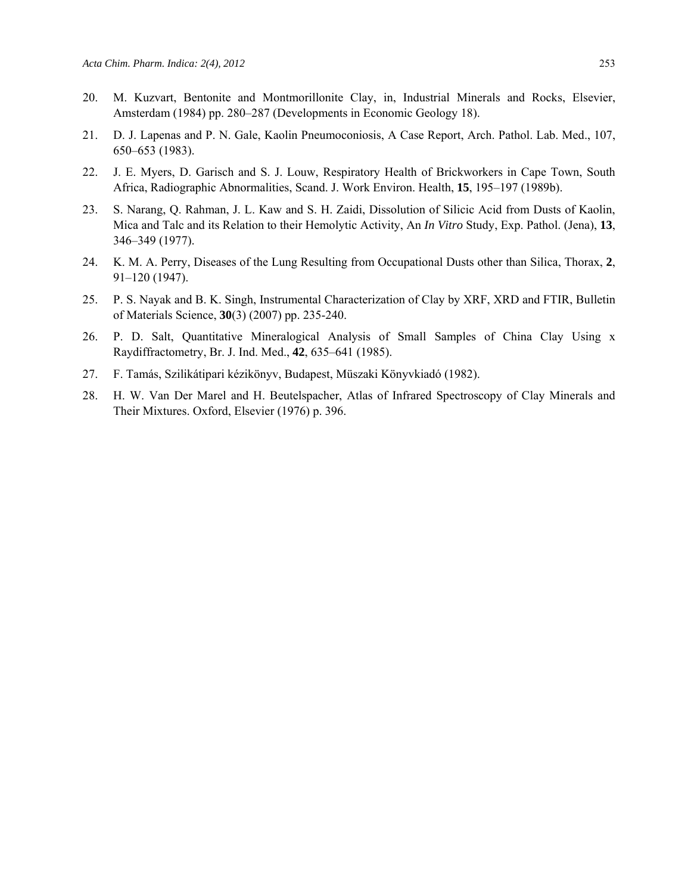20. M. Kuzvart, Bentonite and Montmorillonite Clay, in, Industrial Minerals and Rocks, Elsevier, Amsterdam (1984) pp. 280–287 (Developments in Economic Geology 18).
21. D. J. Lapenas and P. N. Gale, Kaolin Pneumoconiosis, A Case Report, Arch. Pathol. Lab. Med., 107, 650–653 (1983).
22. J. E. Myers, D. Garisch and S. J. Louw, Respiratory Health of Brickworkers in Cape Town, South Africa, Radiographic Abnormalities, Scand. J. Work Environ. Health, **15**, 195–197 (1989b).
23. S. Narang, Q. Rahman, J. L. Kaw and S. H. Zaidi, Dissolution of Silicic Acid from Dusts of Kaolin, Mica and Talc and its Relation to their Hemolytic Activity, An *In Vitro* Study, Exp. Pathol. (Jena), **13**, 346–349 (1977).
24. K. M. A. Perry, Diseases of the Lung Resulting from Occupational Dusts other than Silica, Thorax, **2**, 91–120 (1947).
25. P. S. Nayak and B. K. Singh, Instrumental Characterization of Clay by XRF, XRD and FTIR, Bulletin of Materials Science, **30**(3) (2007) pp. 235-240.
26. P. D. Salt, Quantitative Mineralogical Analysis of Small Samples of China Clay Using x Raydiffractometry, Br. J. Ind. Med., **42**, 635–641 (1985).
27. F. Tamás, Szilikátipari kézikönyv, Budapest, Müszaki Könyvkiadó (1982).
28. H. W. Van Der Marel and H. Beutelspacher, Atlas of Infrared Spectroscopy of Clay Minerals and Their Mixtures. Oxford, Elsevier (1976) p. 396.